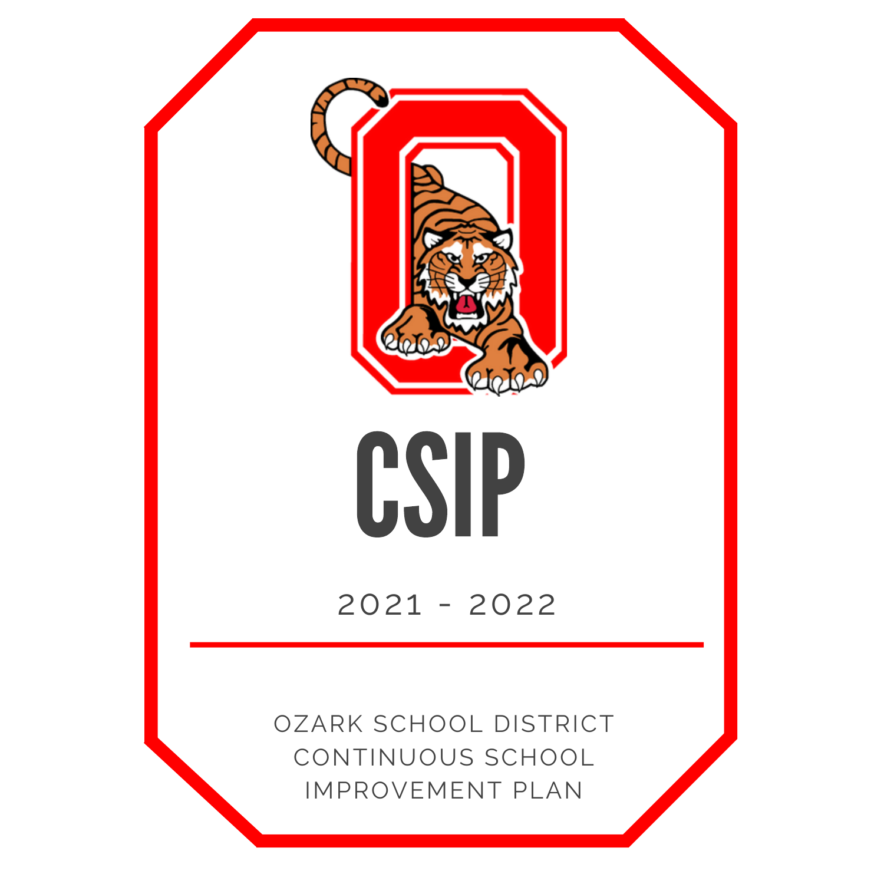# CSIP

2021 - 2022

OZARK SCHOOL DISTRICT
CONTINUOUS SCHOOL
IMPROVEMENT PLAN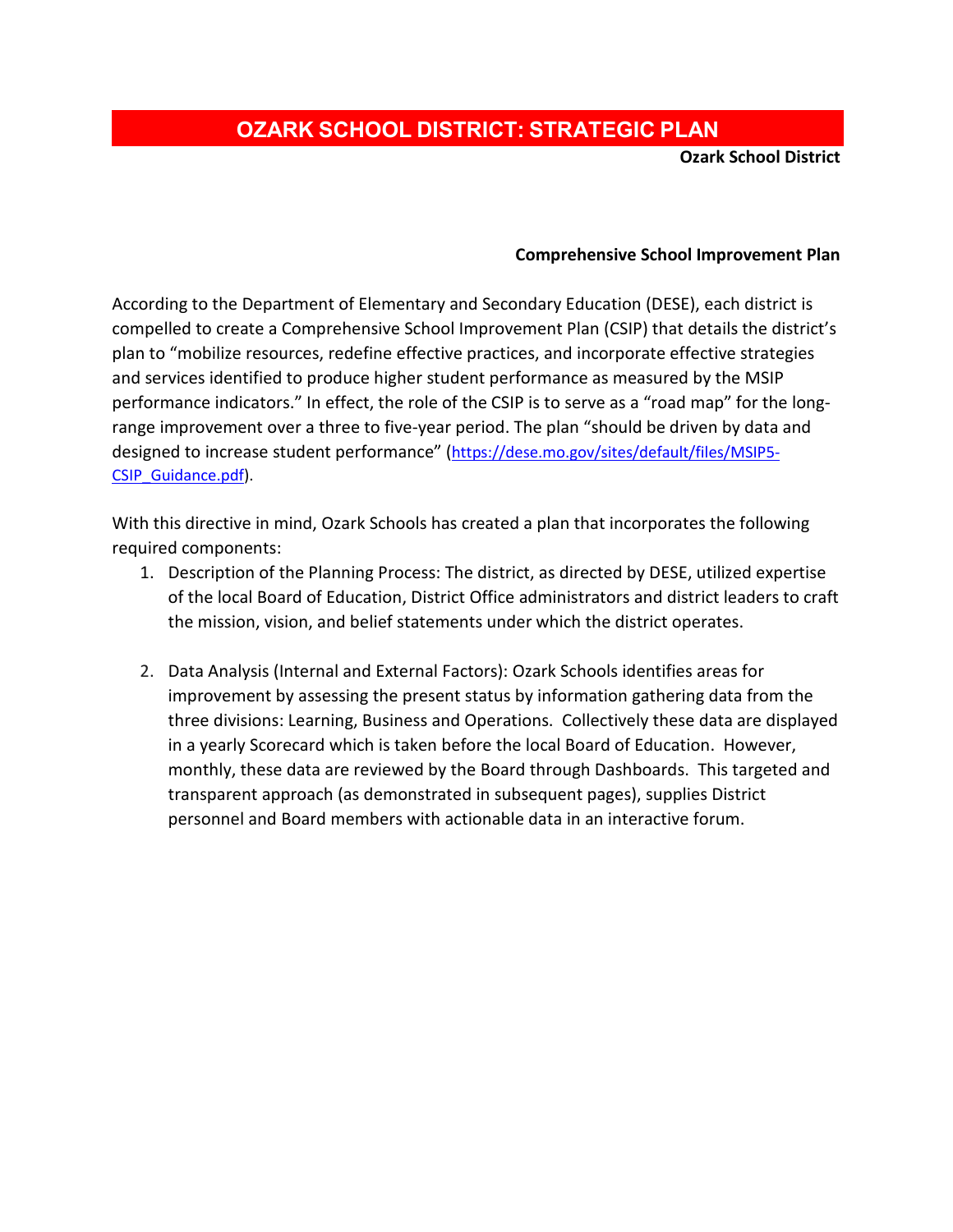# OZARK SCHOOL DISTRICT: STRATEGIC PLAN

**Ozark School District**

**Comprehensive School Improvement Plan**

According to the Department of Elementary and Secondary Education (DESE), each district is compelled to create a Comprehensive School Improvement Plan (CSIP) that details the district's plan to "mobilize resources, redefine effective practices, and incorporate effective strategies and services identified to produce higher student performance as measured by the MSIP performance indicators." In effect, the role of the CSIP is to serve as a "road map" for the long-range improvement over a three to five-year period. The plan "should be driven by data and designed to increase student performance" (https://dese.mo.gov/sites/default/files/MSIP5-CSIP_Guidance.pdf).

With this directive in mind, Ozark Schools has created a plan that incorporates the following required components:

1. Description of the Planning Process: The district, as directed by DESE, utilized expertise of the local Board of Education, District Office administrators and district leaders to craft the mission, vision, and belief statements under which the district operates.

2. Data Analysis (Internal and External Factors): Ozark Schools identifies areas for improvement by assessing the present status by information gathering data from the three divisions: Learning, Business and Operations. Collectively these data are displayed in a yearly Scorecard which is taken before the local Board of Education. However, monthly, these data are reviewed by the Board through Dashboards. This targeted and transparent approach (as demonstrated in subsequent pages), supplies District personnel and Board members with actionable data in an interactive forum.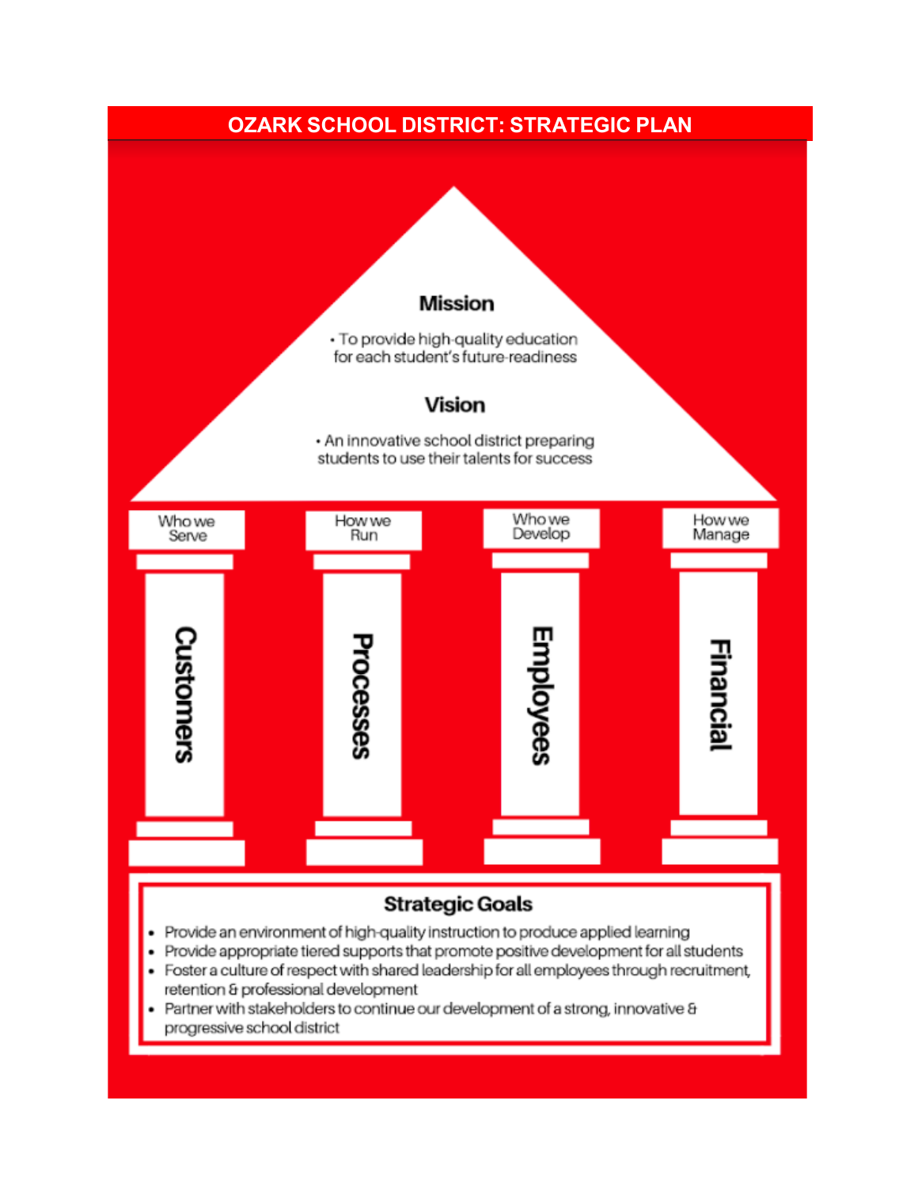# OZARK SCHOOL DISTRICT: STRATEGIC PLAN

## Mission

- To provide high-quality education for each student's future-readiness

## Vision

- An innovative school district preparing students to use their talents for success

| Who we Serve | How we Run | Who we Develop | How we Manage |
|---|---|---|---|
| Customers | Processes | Employees | Financial |

## Strategic Goals

- Provide an environment of high-quality instruction to produce applied learning
- Provide appropriate tiered supports that promote positive development for all students
- Foster a culture of respect with shared leadership for all employees through recruitment, retention & professional development
- Partner with stakeholders to continue our development of a strong, innovative & progressive school district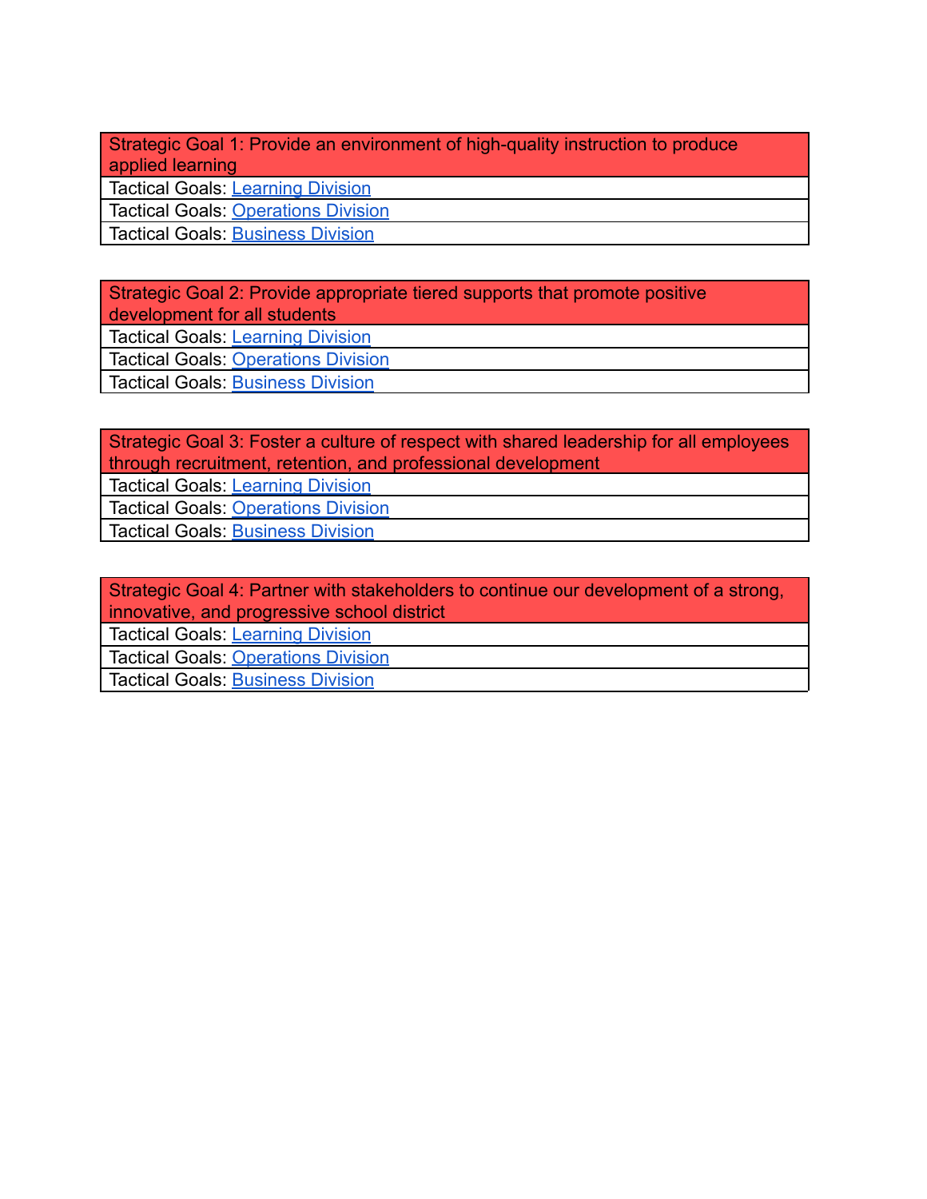| Strategic Goal 1: Provide an environment of high-quality instruction to produce applied learning |
|---|
| Tactical Goals: Learning Division |
| Tactical Goals: Operations Division |
| Tactical Goals: Business Division |

| Strategic Goal 2: Provide appropriate tiered supports that promote positive development for all students |
|---|
| Tactical Goals: Learning Division |
| Tactical Goals: Operations Division |
| Tactical Goals: Business Division |

| Strategic Goal 3: Foster a culture of respect with shared leadership for all employees through recruitment, retention, and professional development |
|---|
| Tactical Goals: Learning Division |
| Tactical Goals: Operations Division |
| Tactical Goals: Business Division |

| Strategic Goal 4: Partner with stakeholders to continue our development of a strong, innovative, and progressive school district |
|---|
| Tactical Goals: Learning Division |
| Tactical Goals: Operations Division |
| Tactical Goals: Business Division |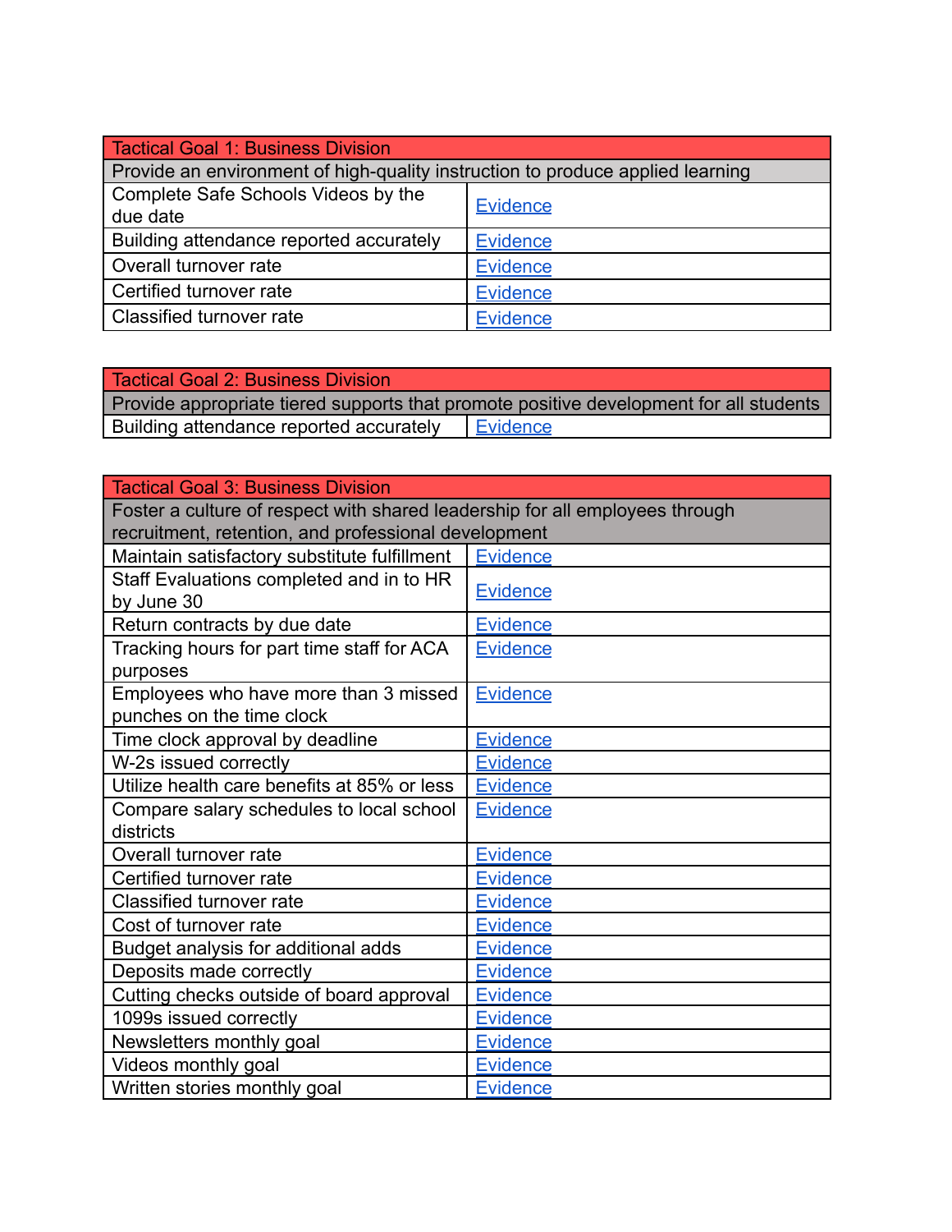| Tactical Goal 1: Business Division | |
|---|---|
| Provide an environment of high-quality instruction to produce applied learning | |
| Complete Safe Schools Videos by the due date | Evidence |
| Building attendance reported accurately | Evidence |
| Overall turnover rate | Evidence |
| Certified turnover rate | Evidence |
| Classified turnover rate | Evidence |

| Tactical Goal 2: Business Division | |
|---|---|
| Provide appropriate tiered supports that promote positive development for all students | |
| Building attendance reported accurately | Evidence |

| Tactical Goal 3: Business Division | |
|---|---|
| Foster a culture of respect with shared leadership for all employees through recruitment, retention, and professional development | |
| Maintain satisfactory substitute fulfillment | Evidence |
| Staff Evaluations completed and in to HR by June 30 | Evidence |
| Return contracts by due date | Evidence |
| Tracking hours for part time staff for ACA purposes | Evidence |
| Employees who have more than 3 missed punches on the time clock | Evidence |
| Time clock approval by deadline | Evidence |
| W-2s issued correctly | Evidence |
| Utilize health care benefits at 85% or less | Evidence |
| Compare salary schedules to local school districts | Evidence |
| Overall turnover rate | Evidence |
| Certified turnover rate | Evidence |
| Classified turnover rate | Evidence |
| Cost of turnover rate | Evidence |
| Budget analysis for additional adds | Evidence |
| Deposits made correctly | Evidence |
| Cutting checks outside of board approval | Evidence |
| 1099s issued correctly | Evidence |
| Newsletters monthly goal | Evidence |
| Videos monthly goal | Evidence |
| Written stories monthly goal | Evidence |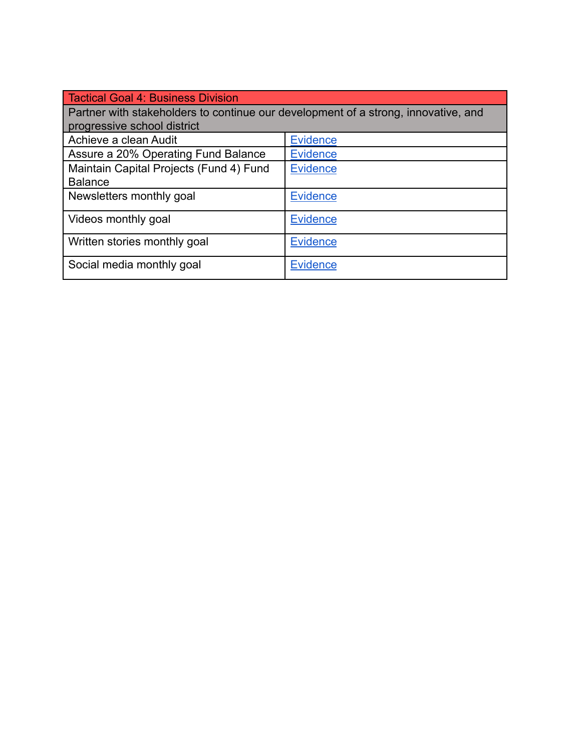| Tactical Goal 4: Business Division | |
| --- | --- |
| Partner with stakeholders to continue our development of a strong, innovative, and progressive school district | |
| Achieve a clean Audit | Evidence |
| Assure a 20% Operating Fund Balance | Evidence |
| Maintain Capital Projects (Fund 4) Fund Balance | Evidence |
| Newsletters monthly goal | Evidence |
| Videos monthly goal | Evidence |
| Written stories monthly goal | Evidence |
| Social media monthly goal | Evidence |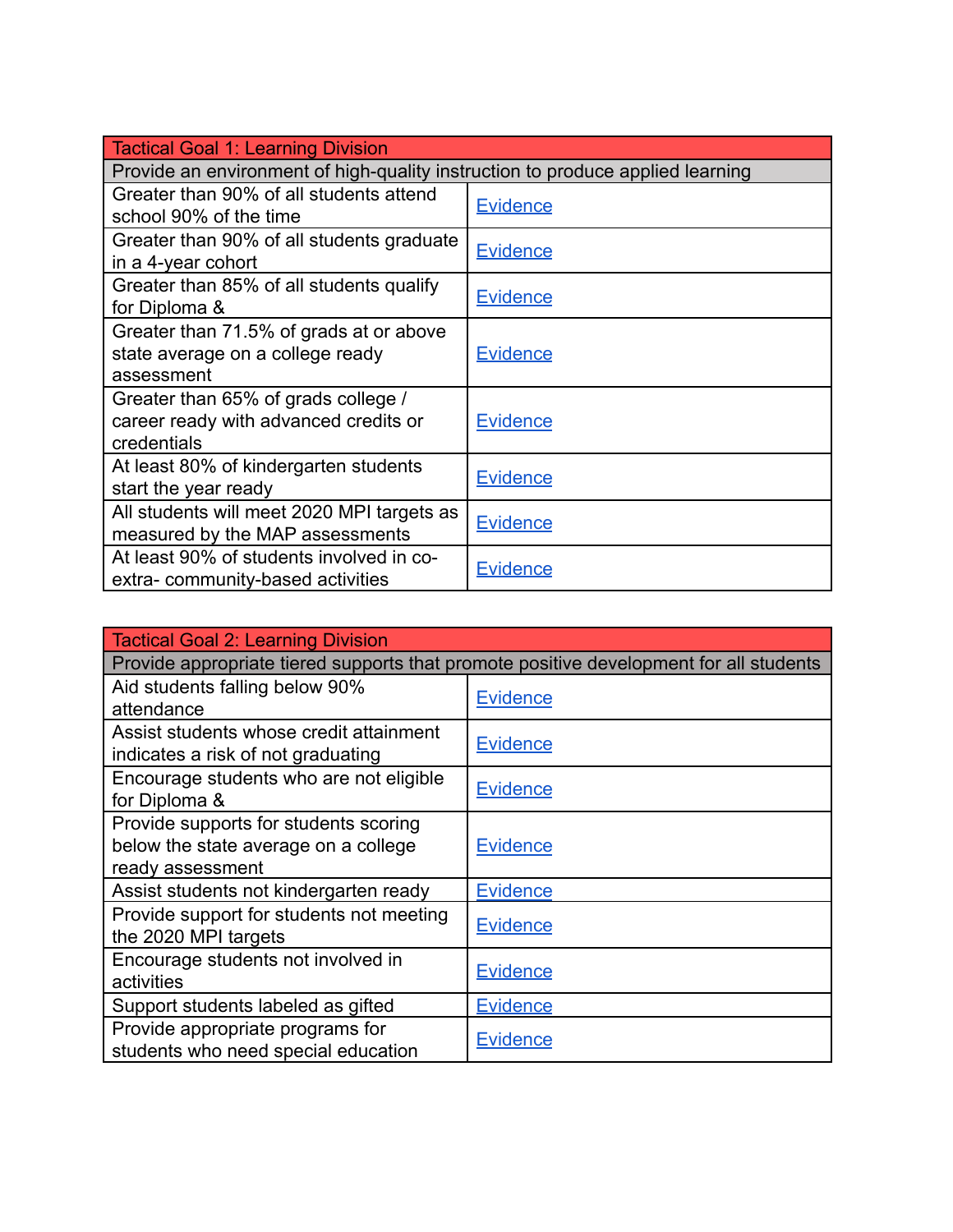| Tactical Goal 1: Learning Division | |
|---|---|
| Provide an environment of high-quality instruction to produce applied learning | |
| Greater than 90% of all students attend school 90% of the time | Evidence |
| Greater than 90% of all students graduate in a 4-year cohort | Evidence |
| Greater than 85% of all students qualify for Diploma & | Evidence |
| Greater than 71.5% of grads at or above state average on a college ready assessment | Evidence |
| Greater than 65% of grads college / career ready with advanced credits or credentials | Evidence |
| At least 80% of kindergarten students start the year ready | Evidence |
| All students will meet 2020 MPI targets as measured by the MAP assessments | Evidence |
| At least 90% of students involved in co- extra- community-based activities | Evidence |

| Tactical Goal 2: Learning Division | |
|---|---|
| Provide appropriate tiered supports that promote positive development for all students | |
| Aid students falling below 90% attendance | Evidence |
| Assist students whose credit attainment indicates a risk of not graduating | Evidence |
| Encourage students who are not eligible for Diploma & | Evidence |
| Provide supports for students scoring below the state average on a college ready assessment | Evidence |
| Assist students not kindergarten ready | Evidence |
| Provide support for students not meeting the 2020 MPI targets | Evidence |
| Encourage students not involved in activities | Evidence |
| Support students labeled as gifted | Evidence |
| Provide appropriate programs for students who need special education | Evidence |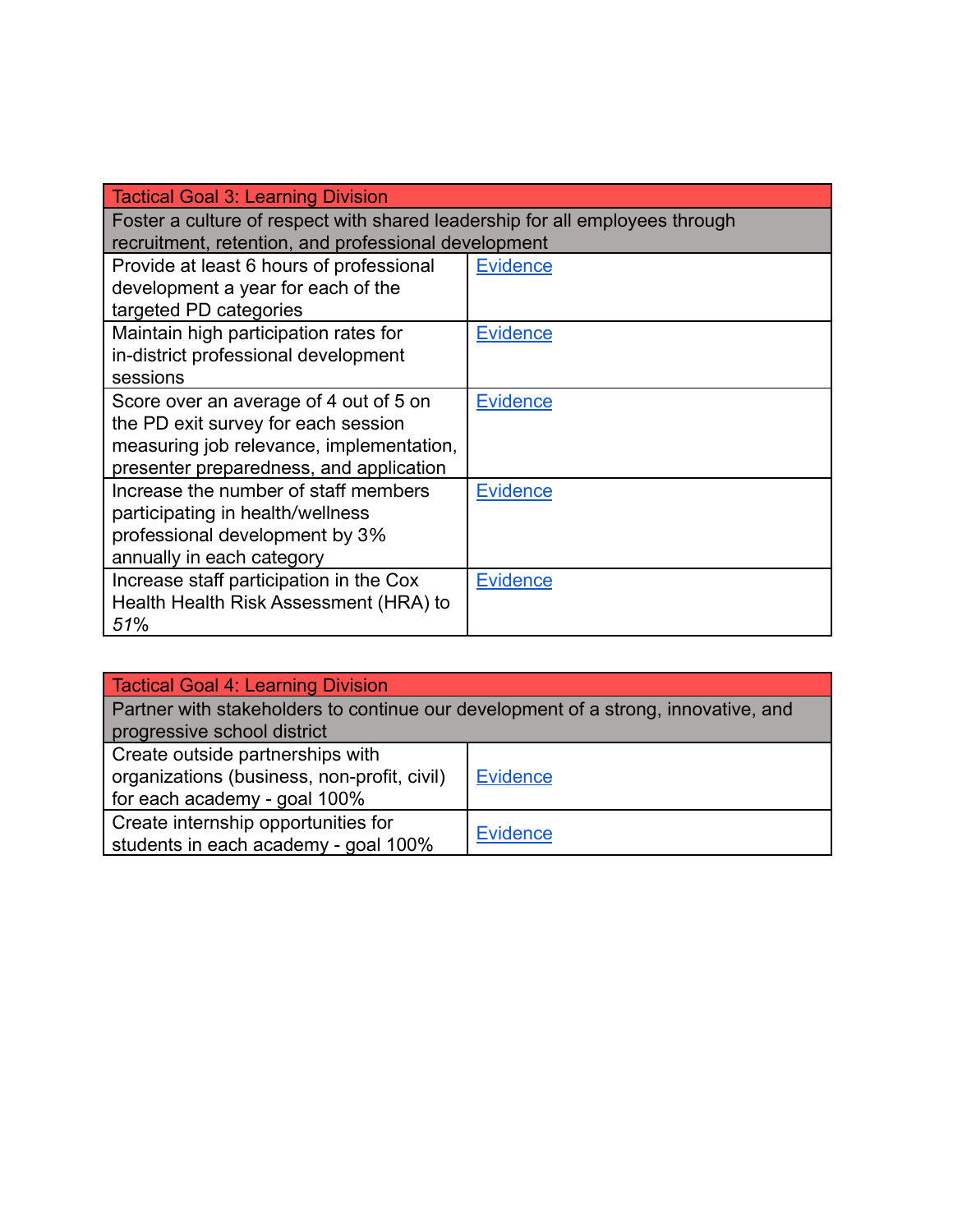| Tactical Goal 3: Learning Division | |
|---|---|
| Foster a culture of respect with shared leadership for all employees through recruitment, retention, and professional development | |
| Provide at least 6 hours of professional development a year for each of the targeted PD categories | Evidence |
| Maintain high participation rates for in-district professional development sessions | Evidence |
| Score over an average of 4 out of 5 on the PD exit survey for each session measuring job relevance, implementation, presenter preparedness, and application | Evidence |
| Increase the number of staff members participating in health/wellness professional development by 3% annually in each category | Evidence |
| Increase staff participation in the Cox Health Health Risk Assessment (HRA) to *51%* | Evidence |

| Tactical Goal 4: Learning Division | |
|---|---|
| Partner with stakeholders to continue our development of a strong, innovative, and progressive school district | |
| Create outside partnerships with organizations (business, non-profit, civil) for each academy - goal 100% | Evidence |
| Create internship opportunities for students in each academy - goal 100% | Evidence |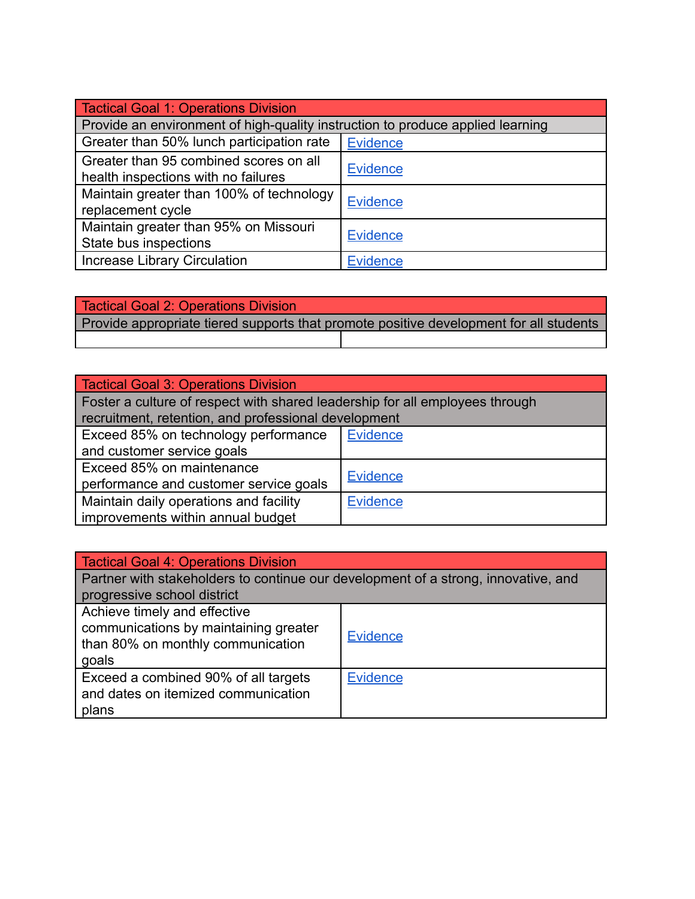| Tactical Goal 1: Operations Division | |
|---|---|
| Provide an environment of high-quality instruction to produce applied learning | |
| Greater than 50% lunch participation rate | Evidence |
| Greater than 95 combined scores on all health inspections with no failures | Evidence |
| Maintain greater than 100% of technology replacement cycle | Evidence |
| Maintain greater than 95% on Missouri State bus inspections | Evidence |
| Increase Library Circulation | Evidence |

| Tactical Goal 2: Operations Division | |
|---|---|
| Provide appropriate tiered supports that promote positive development for all students | |
| | |

| Tactical Goal 3: Operations Division | |
|---|---|
| Foster a culture of respect with shared leadership for all employees through recruitment, retention, and professional development | |
| Exceed 85% on technology performance and customer service goals | Evidence |
| Exceed 85% on maintenance performance and customer service goals | Evidence |
| Maintain daily operations and facility improvements within annual budget | Evidence |

| Tactical Goal 4: Operations Division | |
|---|---|
| Partner with stakeholders to continue our development of a strong, innovative, and progressive school district | |
| Achieve timely and effective communications by maintaining greater than 80% on monthly communication goals | Evidence |
| Exceed a combined 90% of all targets and dates on itemized communication plans | Evidence |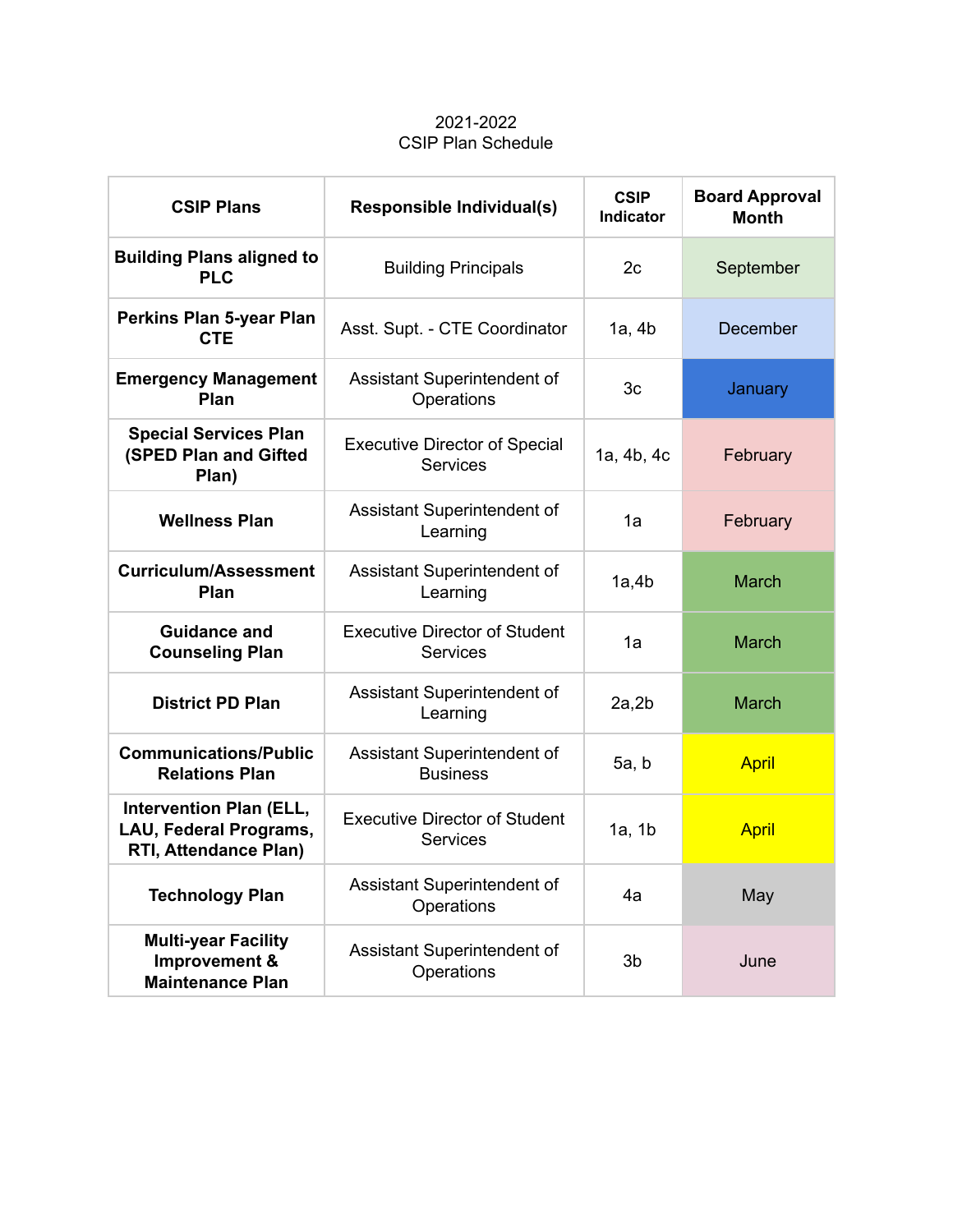2021-2022
CSIP Plan Schedule

| CSIP Plans | Responsible Individual(s) | CSIP Indicator | Board Approval Month |
|---|---|---|---|
| **Building Plans aligned to PLC** | Building Principals | 2c | September |
| **Perkins Plan 5-year Plan CTE** | Asst. Supt. - CTE Coordinator | 1a, 4b | December |
| **Emergency Management Plan** | Assistant Superintendent of Operations | 3c | January |
| **Special Services Plan (SPED Plan and Gifted Plan)** | Executive Director of Special Services | 1a, 4b, 4c | February |
| **Wellness Plan** | Assistant Superintendent of Learning | 1a | February |
| **Curriculum/Assessment Plan** | Assistant Superintendent of Learning | 1a,4b | March |
| **Guidance and Counseling Plan** | Executive Director of Student Services | 1a | March |
| **District PD Plan** | Assistant Superintendent of Learning | 2a,2b | March |
| **Communications/Public Relations Plan** | Assistant Superintendent of Business | 5a, b | April |
| **Intervention Plan (ELL, LAU, Federal Programs, RTI, Attendance Plan)** | Executive Director of Student Services | 1a, 1b | April |
| **Technology Plan** | Assistant Superintendent of Operations | 4a | May |
| **Multi-year Facility Improvement & Maintenance Plan** | Assistant Superintendent of Operations | 3b | June |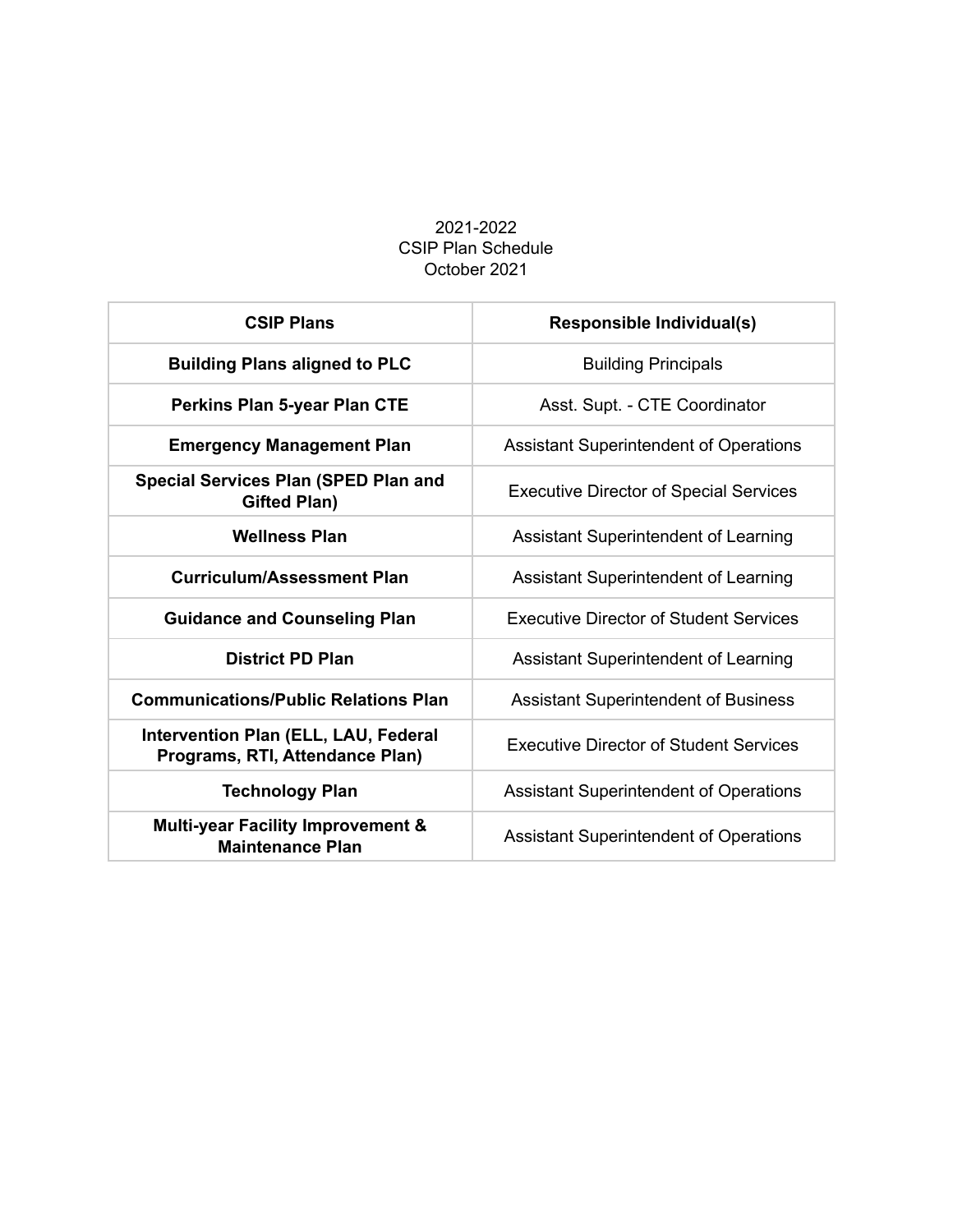2021-2022
CSIP Plan Schedule
October 2021

| **CSIP Plans** | **Responsible Individual(s)** |
|---|---|
| **Building Plans aligned to PLC** | Building Principals |
| **Perkins Plan 5-year Plan CTE** | Asst. Supt. - CTE Coordinator |
| **Emergency Management Plan** | Assistant Superintendent of Operations |
| **Special Services Plan (SPED Plan and Gifted Plan)** | Executive Director of Special Services |
| **Wellness Plan** | Assistant Superintendent of Learning |
| **Curriculum/Assessment Plan** | Assistant Superintendent of Learning |
| **Guidance and Counseling Plan** | Executive Director of Student Services |
| **District PD Plan** | Assistant Superintendent of Learning |
| **Communications/Public Relations Plan** | Assistant Superintendent of Business |
| **Intervention Plan (ELL, LAU, Federal Programs, RTI, Attendance Plan)** | Executive Director of Student Services |
| **Technology Plan** | Assistant Superintendent of Operations |
| **Multi-year Facility Improvement & Maintenance Plan** | Assistant Superintendent of Operations |